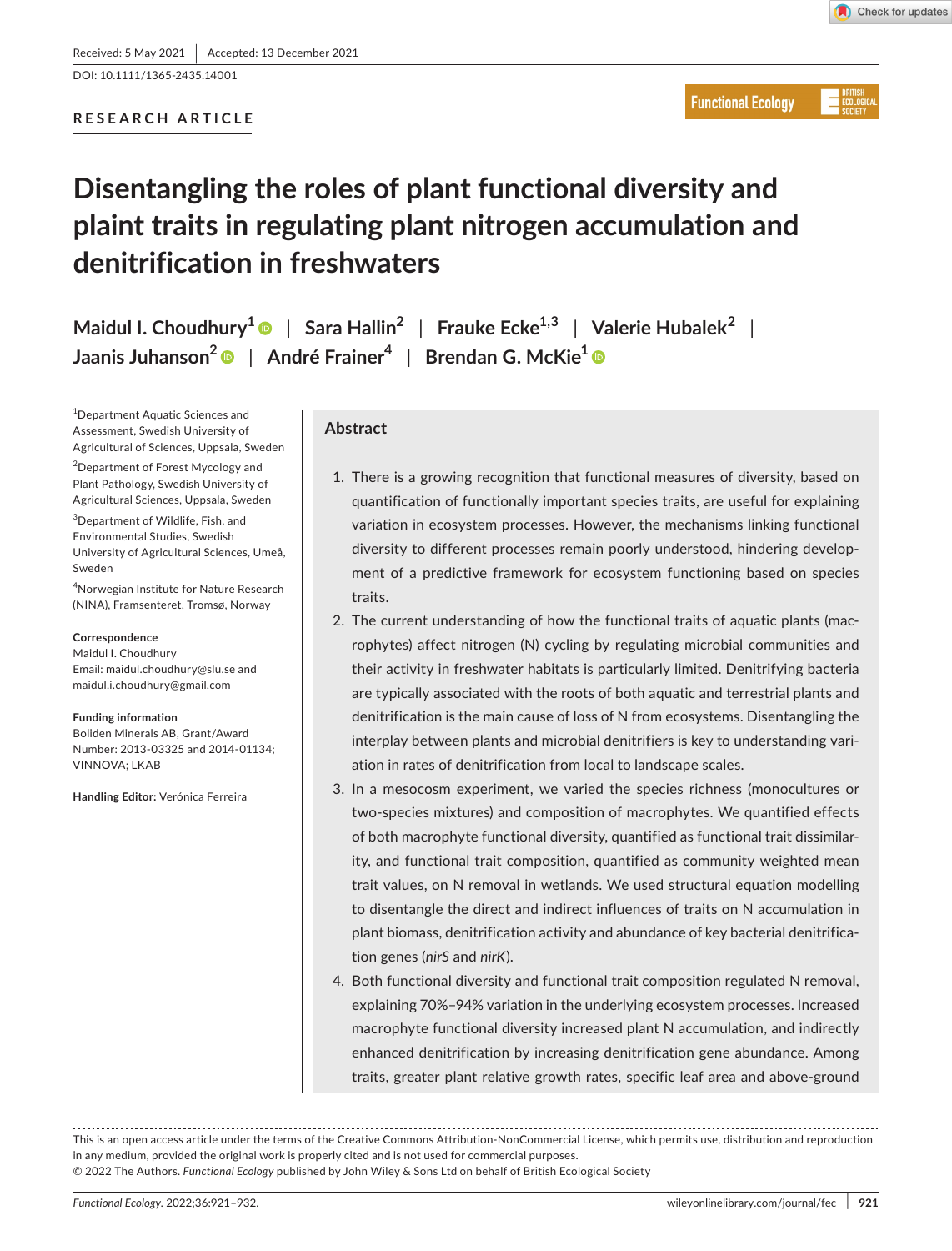Received: 5 May 2021 | Accepted: 13 December 2021

DOI: 10.1111/1365-2435.14001

RESEARCH ARTICLE

# Disentangling the roles of plant functional diversity and plaint traits in regulating plant nitrogen accumulation and denitrification in freshwaters

**Maidul I. Choudhury[1]** | **Sara Hallin[2]** | **Frauke Ecke[1,3]** | **Valerie Hubalek[2]** | **Jaanis Juhanson[2]** | **André Frainer[4]** | **Brendan G. McKie[1]**

[1]Department Aquatic Sciences and Assessment, Swedish University of Agricultural of Sciences, Uppsala, Sweden

[2]Department of Forest Mycology and Plant Pathology, Swedish University of Agricultural Sciences, Uppsala, Sweden

[3]Department of Wildlife, Fish, and Environmental Studies, Swedish University of Agricultural Sciences, Umeå, Sweden

[4]Norwegian Institute for Nature Research (NINA), Framsenteret, Tromsø, Norway

**Correspondence**
Maidul I. Choudhury
Email: maidul.choudhury@slu.se and maidul.i.choudhury@gmail.com

**Funding information**
Boliden Minerals AB, Grant/Award Number: 2013-03325 and 2014-01134; VINNOVA; LKAB

**Handling Editor:** Verónica Ferreira

## Abstract

1. There is a growing recognition that functional measures of diversity, based on quantification of functionally important species traits, are useful for explaining variation in ecosystem processes. However, the mechanisms linking functional diversity to different processes remain poorly understood, hindering development of a predictive framework for ecosystem functioning based on species traits.
2. The current understanding of how the functional traits of aquatic plants (macrophytes) affect nitrogen (N) cycling by regulating microbial communities and their activity in freshwater habitats is particularly limited. Denitrifying bacteria are typically associated with the roots of both aquatic and terrestrial plants and denitrification is the main cause of loss of N from ecosystems. Disentangling the interplay between plants and microbial denitrifiers is key to understanding variation in rates of denitrification from local to landscape scales.
3. In a mesocosm experiment, we varied the species richness (monocultures or two-species mixtures) and composition of macrophytes. We quantified effects of both macrophyte functional diversity, quantified as functional trait dissimilarity, and functional trait composition, quantified as community weighted mean trait values, on N removal in wetlands. We used structural equation modelling to disentangle the direct and indirect influences of traits on N accumulation in plant biomass, denitrification activity and abundance of key bacterial denitrification genes (*nirS* and *nirK*).
4. Both functional diversity and functional trait composition regulated N removal, explaining 70%–94% variation in the underlying ecosystem processes. Increased macrophyte functional diversity increased plant N accumulation, and indirectly enhanced denitrification by increasing denitrification gene abundance. Among traits, greater plant relative growth rates, specific leaf area and above-ground

This is an open access article under the terms of the Creative Commons Attribution-NonCommercial License, which permits use, distribution and reproduction in any medium, provided the original work is properly cited and is not used for commercial purposes.
© 2022 The Authors. *Functional Ecology* published by John Wiley & Sons Ltd on behalf of British Ecological Society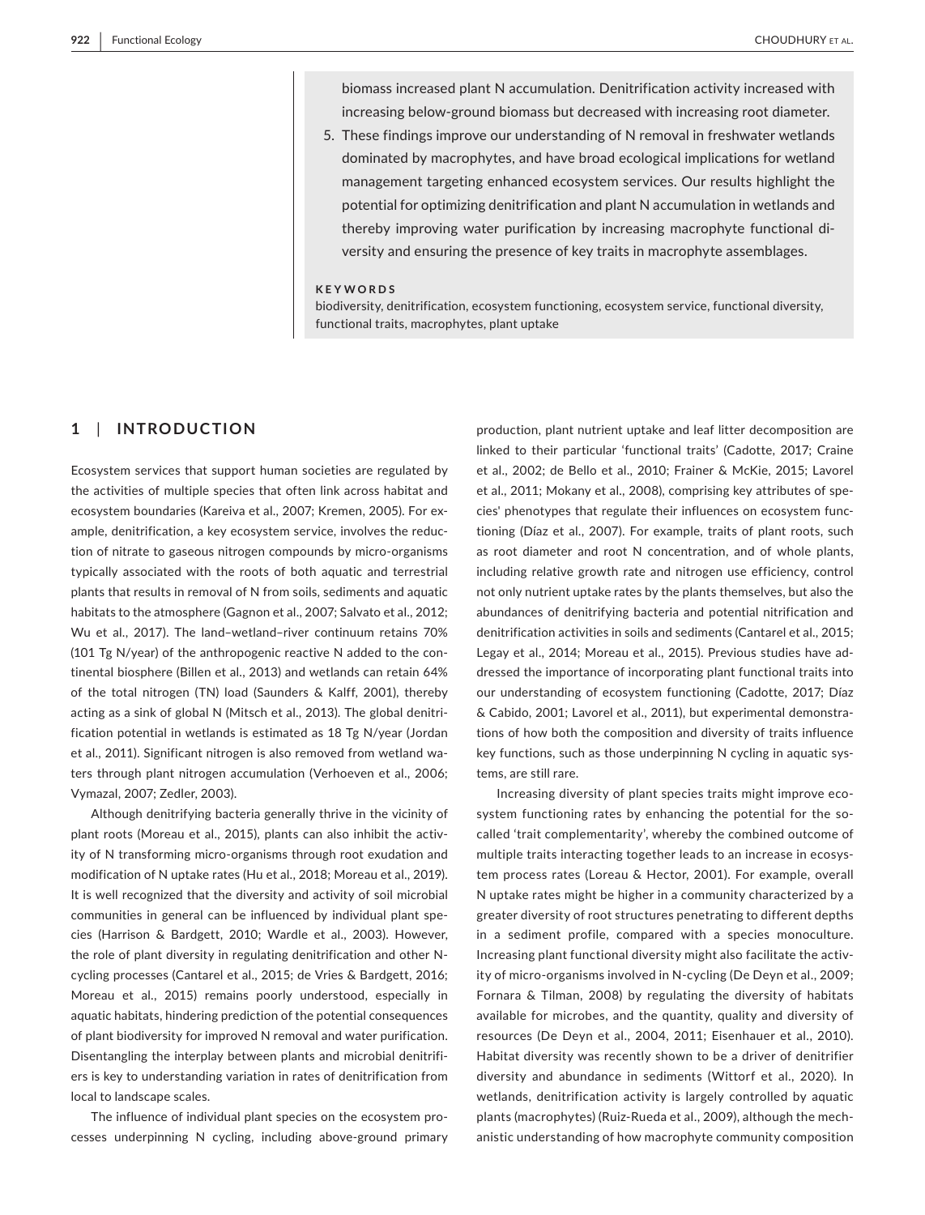biomass increased plant N accumulation. Denitrification activity increased with increasing below-ground biomass but decreased with increasing root diameter.

5. These findings improve our understanding of N removal in freshwater wetlands dominated by macrophytes, and have broad ecological implications for wetland management targeting enhanced ecosystem services. Our results highlight the potential for optimizing denitrification and plant N accumulation in wetlands and thereby improving water purification by increasing macrophyte functional diversity and ensuring the presence of key traits in macrophyte assemblages.

**KEYWORDS**

biodiversity, denitrification, ecosystem functioning, ecosystem service, functional diversity, functional traits, macrophytes, plant uptake

## 1 | INTRODUCTION

Ecosystem services that support human societies are regulated by the activities of multiple species that often link across habitat and ecosystem boundaries (Kareiva et al., 2007; Kremen, 2005). For example, denitrification, a key ecosystem service, involves the reduction of nitrate to gaseous nitrogen compounds by micro-organisms typically associated with the roots of both aquatic and terrestrial plants that results in removal of N from soils, sediments and aquatic habitats to the atmosphere (Gagnon et al., 2007; Salvato et al., 2012; Wu et al., 2017). The land–wetland–river continuum retains 70% (101 Tg N/year) of the anthropogenic reactive N added to the continental biosphere (Billen et al., 2013) and wetlands can retain 64% of the total nitrogen (TN) load (Saunders & Kalff, 2001), thereby acting as a sink of global N (Mitsch et al., 2013). The global denitrification potential in wetlands is estimated as 18 Tg N/year (Jordan et al., 2011). Significant nitrogen is also removed from wetland waters through plant nitrogen accumulation (Verhoeven et al., 2006; Vymazal, 2007; Zedler, 2003).

Although denitrifying bacteria generally thrive in the vicinity of plant roots (Moreau et al., 2015), plants can also inhibit the activity of N transforming micro-organisms through root exudation and modification of N uptake rates (Hu et al., 2018; Moreau et al., 2019). It is well recognized that the diversity and activity of soil microbial communities in general can be influenced by individual plant species (Harrison & Bardgett, 2010; Wardle et al., 2003). However, the role of plant diversity in regulating denitrification and other N-cycling processes (Cantarel et al., 2015; de Vries & Bardgett, 2016; Moreau et al., 2015) remains poorly understood, especially in aquatic habitats, hindering prediction of the potential consequences of plant biodiversity for improved N removal and water purification. Disentangling the interplay between plants and microbial denitrifiers is key to understanding variation in rates of denitrification from local to landscape scales.

The influence of individual plant species on the ecosystem processes underpinning N cycling, including above-ground primary production, plant nutrient uptake and leaf litter decomposition are linked to their particular 'functional traits' (Cadotte, 2017; Craine et al., 2002; de Bello et al., 2010; Frainer & McKie, 2015; Lavorel et al., 2011; Mokany et al., 2008), comprising key attributes of species' phenotypes that regulate their influences on ecosystem functioning (Díaz et al., 2007). For example, traits of plant roots, such as root diameter and root N concentration, and of whole plants, including relative growth rate and nitrogen use efficiency, control not only nutrient uptake rates by the plants themselves, but also the abundances of denitrifying bacteria and potential nitrification and denitrification activities in soils and sediments (Cantarel et al., 2015; Legay et al., 2014; Moreau et al., 2015). Previous studies have addressed the importance of incorporating plant functional traits into our understanding of ecosystem functioning (Cadotte, 2017; Díaz & Cabido, 2001; Lavorel et al., 2011), but experimental demonstrations of how both the composition and diversity of traits influence key functions, such as those underpinning N cycling in aquatic systems, are still rare.

Increasing diversity of plant species traits might improve ecosystem functioning rates by enhancing the potential for the so-called 'trait complementarity', whereby the combined outcome of multiple traits interacting together leads to an increase in ecosystem process rates (Loreau & Hector, 2001). For example, overall N uptake rates might be higher in a community characterized by a greater diversity of root structures penetrating to different depths in a sediment profile, compared with a species monoculture. Increasing plant functional diversity might also facilitate the activity of micro-organisms involved in N-cycling (De Deyn et al., 2009; Fornara & Tilman, 2008) by regulating the diversity of habitats available for microbes, and the quantity, quality and diversity of resources (De Deyn et al., 2004, 2011; Eisenhauer et al., 2010). Habitat diversity was recently shown to be a driver of denitrifier diversity and abundance in sediments (Wittorf et al., 2020). In wetlands, denitrification activity is largely controlled by aquatic plants (macrophytes) (Ruiz-Rueda et al., 2009), although the mechanistic understanding of how macrophyte community composition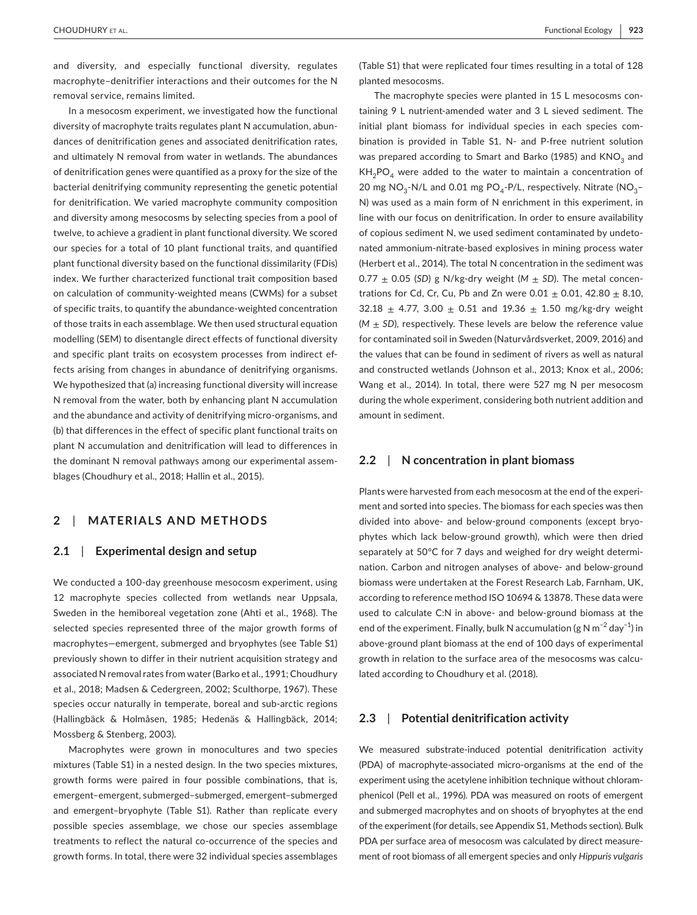and diversity, and especially functional diversity, regulates macrophyte–denitrifier interactions and their outcomes for the N removal service, remains limited.

In a mesocosm experiment, we investigated how the functional diversity of macrophyte traits regulates plant N accumulation, abundances of denitrification genes and associated denitrification rates, and ultimately N removal from water in wetlands. The abundances of denitrification genes were quantified as a proxy for the size of the bacterial denitrifying community representing the genetic potential for denitrification. We varied macrophyte community composition and diversity among mesocosms by selecting species from a pool of twelve, to achieve a gradient in plant functional diversity. We scored our species for a total of 10 plant functional traits, and quantified plant functional diversity based on the functional dissimilarity (FDis) index. We further characterized functional trait composition based on calculation of community-weighted means (CWMs) for a subset of specific traits, to quantify the abundance-weighted concentration of those traits in each assemblage. We then used structural equation modelling (SEM) to disentangle direct effects of functional diversity and specific plant traits on ecosystem processes from indirect effects arising from changes in abundance of denitrifying organisms. We hypothesized that (a) increasing functional diversity will increase N removal from the water, both by enhancing plant N accumulation and the abundance and activity of denitrifying micro-organisms, and (b) that differences in the effect of specific plant functional traits on plant N accumulation and denitrification will lead to differences in the dominant N removal pathways among our experimental assemblages (Choudhury et al., 2018; Hallin et al., 2015).

## 2 | MATERIALS AND METHODS

### 2.1 | Experimental design and setup

We conducted a 100-day greenhouse mesocosm experiment, using 12 macrophyte species collected from wetlands near Uppsala, Sweden in the hemiboreal vegetation zone (Ahti et al., 1968). The selected species represented three of the major growth forms of macrophytes—emergent, submerged and bryophytes (see Table S1) previously shown to differ in their nutrient acquisition strategy and associated N removal rates from water (Barko et al., 1991; Choudhury et al., 2018; Madsen & Cedergreen, 2002; Sculthorpe, 1967). These species occur naturally in temperate, boreal and sub-arctic regions (Hallingbäck & Holmåsen, 1985; Hedenäs & Hallingbäck, 2014; Mossberg & Stenberg, 2003).

Macrophytes were grown in monocultures and two species mixtures (Table S1) in a nested design. In the two species mixtures, growth forms were paired in four possible combinations, that is, emergent–emergent, submerged–submerged, emergent–submerged and emergent–bryophyte (Table S1). Rather than replicate every possible species assemblage, we chose our species assemblage treatments to reflect the natural co-occurrence of the species and growth forms. In total, there were 32 individual species assemblages (Table S1) that were replicated four times resulting in a total of 128 planted mesocosms.

The macrophyte species were planted in 15 L mesocosms containing 9 L nutrient-amended water and 3 L sieved sediment. The initial plant biomass for individual species in each species combination is provided in Table S1. N- and P-free nutrient solution was prepared according to Smart and Barko (1985) and $KNO_3$ and $KH_2PO_4$ were added to the water to maintain a concentration of 20 mg $NO_3$-N/L and 0.01 mg $PO_4$-P/L, respectively. Nitrate ($NO_3$–N) was used as a main form of N enrichment in this experiment, in line with our focus on denitrification. In order to ensure availability of copious sediment N, we used sediment contaminated by undetonated ammonium-nitrate-based explosives in mining process water (Herbert et al., 2014). The total N concentration in the sediment was $0.77 \pm 0.05$ (*SD*) g N/kg-dry weight (*M* ± *SD*). The metal concentrations for Cd, Cr, Cu, Pb and Zn were $0.01 \pm 0.01$, $42.80 \pm 8.10$, $32.18 \pm 4.77$, $3.00 \pm 0.51$ and $19.36 \pm 1.50$ mg/kg-dry weight (*M* ± *SD*), respectively. These levels are below the reference value for contaminated soil in Sweden (Naturvårdsverket, 2009, 2016) and the values that can be found in sediment of rivers as well as natural and constructed wetlands (Johnson et al., 2013; Knox et al., 2006; Wang et al., 2014). In total, there were 527 mg N per mesocosm during the whole experiment, considering both nutrient addition and amount in sediment.

### 2.2 | N concentration in plant biomass

Plants were harvested from each mesocosm at the end of the experiment and sorted into species. The biomass for each species was then divided into above- and below-ground components (except bryophytes which lack below-ground growth), which were then dried separately at 50°C for 7 days and weighed for dry weight determination. Carbon and nitrogen analyses of above- and below-ground biomass were undertaken at the Forest Research Lab, Farnham, UK, according to reference method ISO 10694 & 13878. These data were used to calculate C:N in above- and below-ground biomass at the end of the experiment. Finally, bulk N accumulation (g N $m^{-2}$ $day^{-1}$) in above-ground plant biomass at the end of 100 days of experimental growth in relation to the surface area of the mesocosms was calculated according to Choudhury et al. (2018).

### 2.3 | Potential denitrification activity

We measured substrate-induced potential denitrification activity (PDA) of macrophyte-associated micro-organisms at the end of the experiment using the acetylene inhibition technique without chloramphenicol (Pell et al., 1996). PDA was measured on roots of emergent and submerged macrophytes and on shoots of bryophytes at the end of the experiment (for details, see Appendix S1, Methods section). Bulk PDA per surface area of mesocosm was calculated by direct measurement of root biomass of all emergent species and only *Hippuris vulgaris*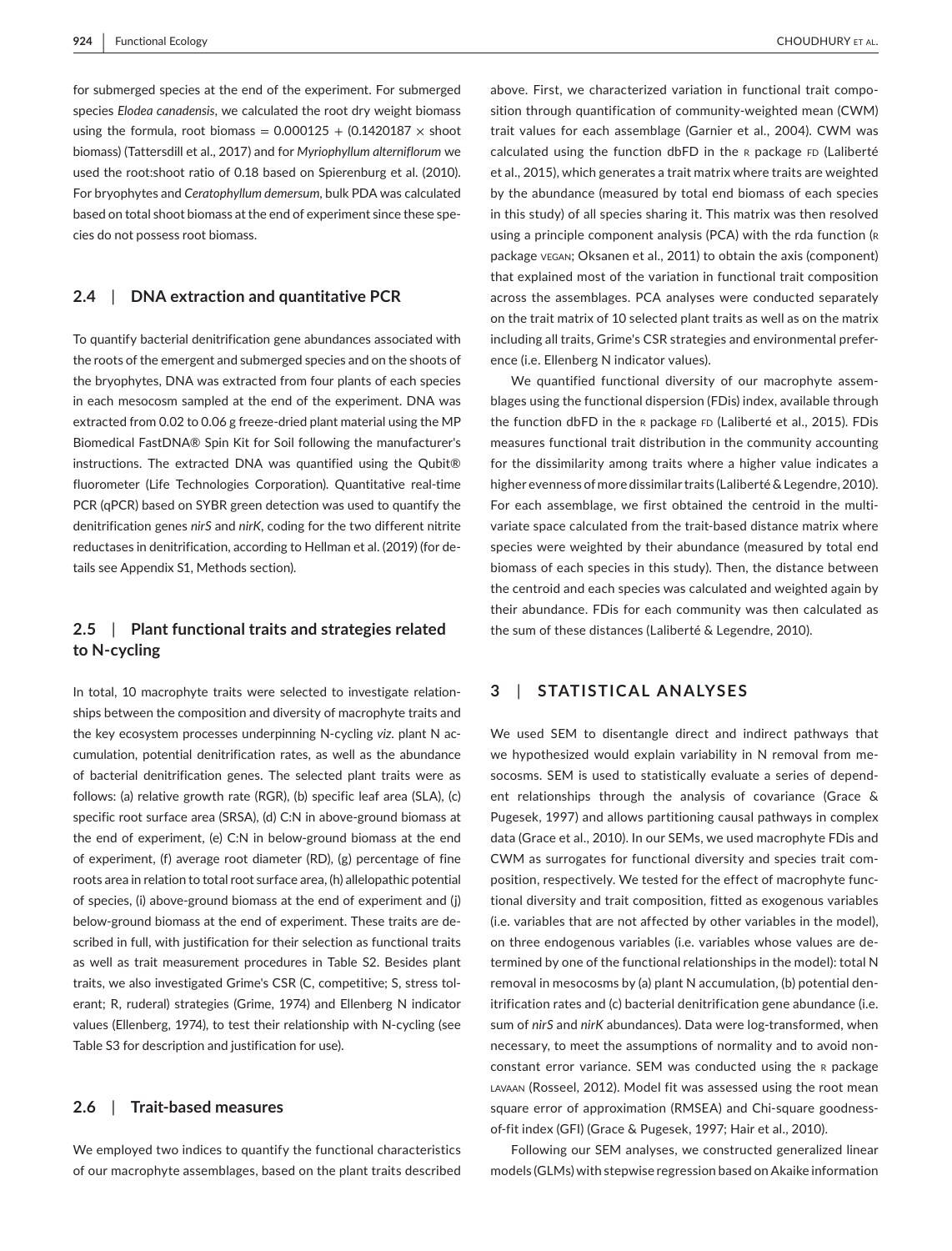for submerged species at the end of the experiment. For submerged species *Elodea canadensis*, we calculated the root dry weight biomass using the formula, root biomass = $0.000125 + (0.1420187 \times$ shoot biomass) (Tattersdill et al., 2017) and for *Myriophyllum alterniflorum* we used the root:shoot ratio of 0.18 based on Spierenburg et al. (2010). For bryophytes and *Ceratophyllum demersum*, bulk PDA was calculated based on total shoot biomass at the end of experiment since these species do not possess root biomass.

### 2.4 | DNA extraction and quantitative PCR

To quantify bacterial denitrification gene abundances associated with the roots of the emergent and submerged species and on the shoots of the bryophytes, DNA was extracted from four plants of each species in each mesocosm sampled at the end of the experiment. DNA was extracted from 0.02 to 0.06 g freeze-dried plant material using the MP Biomedical FastDNA® Spin Kit for Soil following the manufacturer's instructions. The extracted DNA was quantified using the Qubit® fluorometer (Life Technologies Corporation). Quantitative real-time PCR (qPCR) based on SYBR green detection was used to quantify the denitrification genes *nirS* and *nirK*, coding for the two different nitrite reductases in denitrification, according to Hellman et al. (2019) (for details see Appendix S1, Methods section).

### 2.5 | Plant functional traits and strategies related to N-cycling

In total, 10 macrophyte traits were selected to investigate relationships between the composition and diversity of macrophyte traits and the key ecosystem processes underpinning N-cycling *viz.* plant N accumulation, potential denitrification rates, as well as the abundance of bacterial denitrification genes. The selected plant traits were as follows: (a) relative growth rate (RGR), (b) specific leaf area (SLA), (c) specific root surface area (SRSA), (d) C:N in above-ground biomass at the end of experiment, (e) C:N in below-ground biomass at the end of experiment, (f) average root diameter (RD), (g) percentage of fine roots area in relation to total root surface area, (h) allelopathic potential of species, (i) above-ground biomass at the end of experiment and (j) below-ground biomass at the end of experiment. These traits are described in full, with justification for their selection as functional traits as well as trait measurement procedures in Table S2. Besides plant traits, we also investigated Grime's CSR (C, competitive; S, stress tolerant; R, ruderal) strategies (Grime, 1974) and Ellenberg N indicator values (Ellenberg, 1974), to test their relationship with N-cycling (see Table S3 for description and justification for use).

### 2.6 | Trait-based measures

We employed two indices to quantify the functional characteristics of our macrophyte assemblages, based on the plant traits described above. First, we characterized variation in functional trait composition through quantification of community-weighted mean (CWM) trait values for each assemblage (Garnier et al., 2004). CWM was calculated using the function dbFD in the R package FD (Laliberté et al., 2015), which generates a trait matrix where traits are weighted by the abundance (measured by total end biomass of each species in this study) of all species sharing it. This matrix was then resolved using a principle component analysis (PCA) with the rda function (R package VEGAN; Oksanen et al., 2011) to obtain the axis (component) that explained most of the variation in functional trait composition across the assemblages. PCA analyses were conducted separately on the trait matrix of 10 selected plant traits as well as on the matrix including all traits, Grime's CSR strategies and environmental preference (i.e. Ellenberg N indicator values).

We quantified functional diversity of our macrophyte assemblages using the functional dispersion (FDis) index, available through the function dbFD in the R package FD (Laliberté et al., 2015). FDis measures functional trait distribution in the community accounting for the dissimilarity among traits where a higher value indicates a higher evenness of more dissimilar traits (Laliberté & Legendre, 2010). For each assemblage, we first obtained the centroid in the multivariate space calculated from the trait-based distance matrix where species were weighted by their abundance (measured by total end biomass of each species in this study). Then, the distance between the centroid and each species was calculated and weighted again by their abundance. FDis for each community was then calculated as the sum of these distances (Laliberté & Legendre, 2010).

## 3 | STATISTICAL ANALYSES

We used SEM to disentangle direct and indirect pathways that we hypothesized would explain variability in N removal from mesocosms. SEM is used to statistically evaluate a series of dependent relationships through the analysis of covariance (Grace & Pugesek, 1997) and allows partitioning causal pathways in complex data (Grace et al., 2010). In our SEMs, we used macrophyte FDis and CWM as surrogates for functional diversity and species trait composition, respectively. We tested for the effect of macrophyte functional diversity and trait composition, fitted as exogenous variables (i.e. variables that are not affected by other variables in the model), on three endogenous variables (i.e. variables whose values are determined by one of the functional relationships in the model): total N removal in mesocosms by (a) plant N accumulation, (b) potential denitrification rates and (c) bacterial denitrification gene abundance (i.e. sum of *nirS* and *nirK* abundances). Data were log-transformed, when necessary, to meet the assumptions of normality and to avoid nonconstant error variance. SEM was conducted using the R package LAVAAN (Rosseel, 2012). Model fit was assessed using the root mean square error of approximation (RMSEA) and Chi-square goodness-of-fit index (GFI) (Grace & Pugesek, 1997; Hair et al., 2010).

Following our SEM analyses, we constructed generalized linear models (GLMs) with stepwise regression based on Akaike information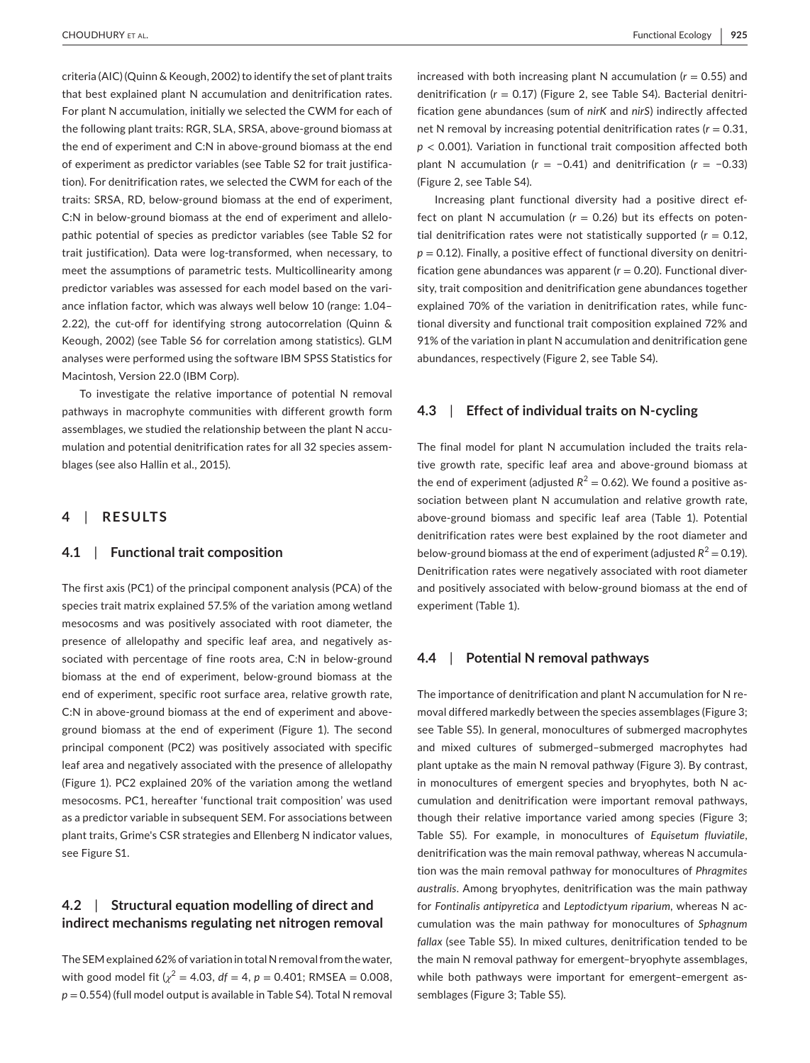criteria (AIC) (Quinn & Keough, 2002) to identify the set of plant traits that best explained plant N accumulation and denitrification rates. For plant N accumulation, initially we selected the CWM for each of the following plant traits: RGR, SLA, SRSA, above-ground biomass at the end of experiment and C:N in above-ground biomass at the end of experiment as predictor variables (see Table S2 for trait justification). For denitrification rates, we selected the CWM for each of the traits: SRSA, RD, below-ground biomass at the end of experiment, C:N in below-ground biomass at the end of experiment and allelopathic potential of species as predictor variables (see Table S2 for trait justification). Data were log-transformed, when necessary, to meet the assumptions of parametric tests. Multicollinearity among predictor variables was assessed for each model based on the variance inflation factor, which was always well below 10 (range: 1.04–2.22), the cut-off for identifying strong autocorrelation (Quinn & Keough, 2002) (see Table S6 for correlation among statistics). GLM analyses were performed using the software IBM SPSS Statistics for Macintosh, Version 22.0 (IBM Corp).

To investigate the relative importance of potential N removal pathways in macrophyte communities with different growth form assemblages, we studied the relationship between the plant N accumulation and potential denitrification rates for all 32 species assemblages (see also Hallin et al., 2015).

# 4 | RESULTS

## 4.1 | Functional trait composition

The first axis (PC1) of the principal component analysis (PCA) of the species trait matrix explained 57.5% of the variation among wetland mesocosms and was positively associated with root diameter, the presence of allelopathy and specific leaf area, and negatively associated with percentage of fine roots area, C:N in below-ground biomass at the end of experiment, below-ground biomass at the end of experiment, specific root surface area, relative growth rate, C:N in above-ground biomass at the end of experiment and above-ground biomass at the end of experiment (Figure 1). The second principal component (PC2) was positively associated with specific leaf area and negatively associated with the presence of allelopathy (Figure 1). PC2 explained 20% of the variation among the wetland mesocosms. PC1, hereafter 'functional trait composition' was used as a predictor variable in subsequent SEM. For associations between plant traits, Grime's CSR strategies and Ellenberg N indicator values, see Figure S1.

## 4.2 | Structural equation modelling of direct and indirect mechanisms regulating net nitrogen removal

The SEM explained 62% of variation in total N removal from the water, with good model fit ($\chi^2 = 4.03$, $df = 4$, $p = 0.401$; RMSEA = 0.008, $p = 0.554$) (full model output is available in Table S4). Total N removal increased with both increasing plant N accumulation ($r = 0.55$) and denitrification ($r = 0.17$) (Figure 2, see Table S4). Bacterial denitrification gene abundances (sum of *nirK* and *nirS*) indirectly affected net N removal by increasing potential denitrification rates ($r = 0.31$, $p < 0.001$). Variation in functional trait composition affected both plant N accumulation ($r = -0.41$) and denitrification ($r = -0.33$) (Figure 2, see Table S4).

Increasing plant functional diversity had a positive direct effect on plant N accumulation ($r = 0.26$) but its effects on potential denitrification rates were not statistically supported ($r = 0.12$, $p = 0.12$). Finally, a positive effect of functional diversity on denitrification gene abundances was apparent ($r = 0.20$). Functional diversity, trait composition and denitrification gene abundances together explained 70% of the variation in denitrification rates, while functional diversity and functional trait composition explained 72% and 91% of the variation in plant N accumulation and denitrification gene abundances, respectively (Figure 2, see Table S4).

## 4.3 | Effect of individual traits on N-cycling

The final model for plant N accumulation included the traits relative growth rate, specific leaf area and above-ground biomass at the end of experiment (adjusted $R^2 = 0.62$). We found a positive association between plant N accumulation and relative growth rate, above-ground biomass and specific leaf area (Table 1). Potential denitrification rates were best explained by the root diameter and below-ground biomass at the end of experiment (adjusted $R^2 = 0.19$). Denitrification rates were negatively associated with root diameter and positively associated with below-ground biomass at the end of experiment (Table 1).

## 4.4 | Potential N removal pathways

The importance of denitrification and plant N accumulation for N removal differed markedly between the species assemblages (Figure 3; see Table S5). In general, monocultures of submerged macrophytes and mixed cultures of submerged–submerged macrophytes had plant uptake as the main N removal pathway (Figure 3). By contrast, in monocultures of emergent species and bryophytes, both N accumulation and denitrification were important removal pathways, though their relative importance varied among species (Figure 3; Table S5). For example, in monocultures of *Equisetum fluviatile*, denitrification was the main removal pathway, whereas N accumulation was the main removal pathway for monocultures of *Phragmites australis*. Among bryophytes, denitrification was the main pathway for *Fontinalis antipyretica* and *Leptodictyum riparium*, whereas N accumulation was the main pathway for monocultures of *Sphagnum fallax* (see Table S5). In mixed cultures, denitrification tended to be the main N removal pathway for emergent–bryophyte assemblages, while both pathways were important for emergent–emergent assemblages (Figure 3; Table S5).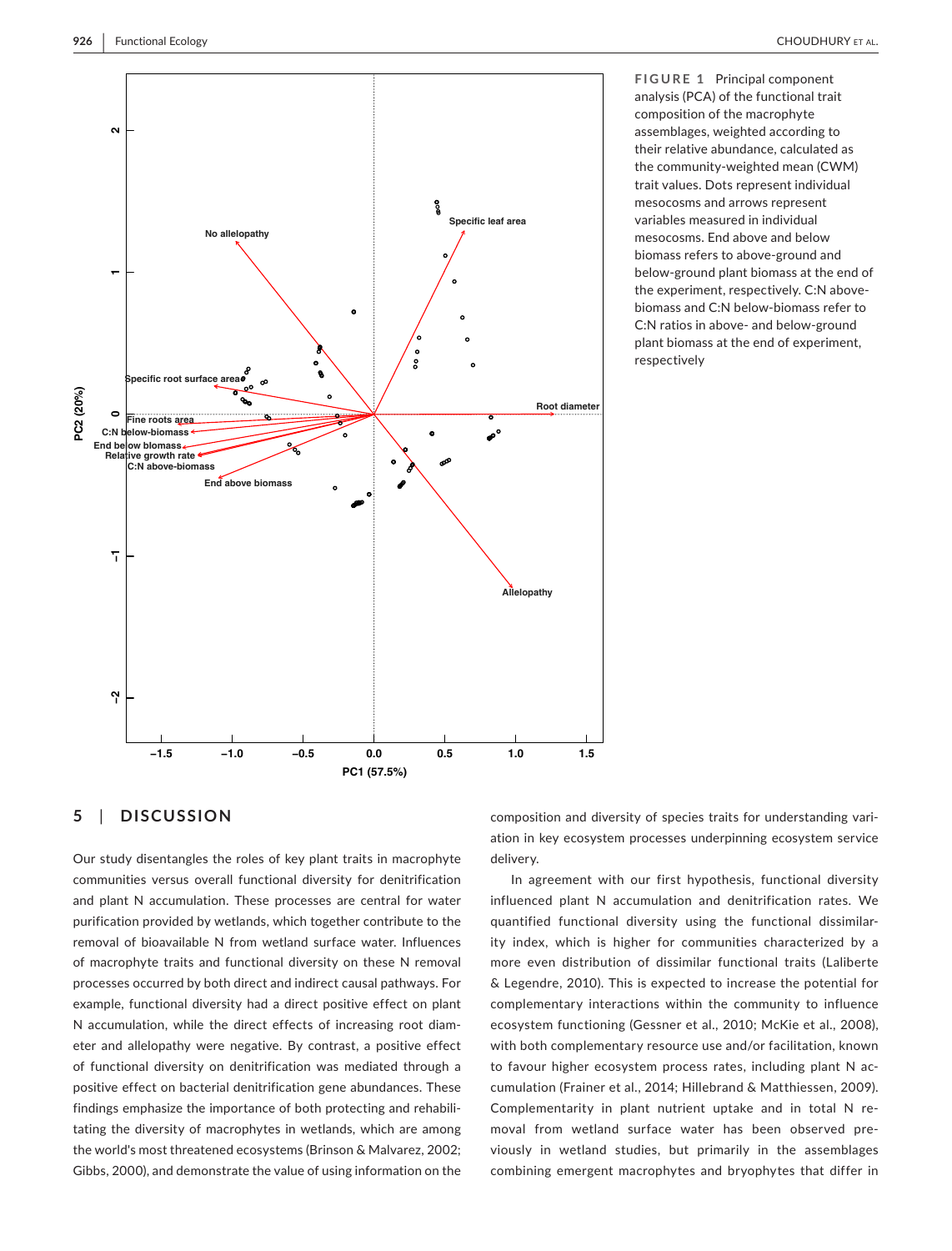**FIGURE 1** Principal component analysis (PCA) of the functional trait composition of the macrophyte assemblages, weighted according to their relative abundance, calculated as the community-weighted mean (CWM) trait values. Dots represent individual mesocosms and arrows represent variables measured in individual mesocosms. End above and below biomass refers to above-ground and below-ground plant biomass at the end of the experiment, respectively. C:N above-biomass and C:N below-biomass refer to C:N ratios in above- and below-ground plant biomass at the end of experiment, respectively

## 5 | DISCUSSION

Our study disentangles the roles of key plant traits in macrophyte communities versus overall functional diversity for denitrification and plant N accumulation. These processes are central for water purification provided by wetlands, which together contribute to the removal of bioavailable N from wetland surface water. Influences of macrophyte traits and functional diversity on these N removal processes occurred by both direct and indirect causal pathways. For example, functional diversity had a direct positive effect on plant N accumulation, while the direct effects of increasing root diameter and allelopathy were negative. By contrast, a positive effect of functional diversity on denitrification was mediated through a positive effect on bacterial denitrification gene abundances. These findings emphasize the importance of both protecting and rehabilitating the diversity of macrophytes in wetlands, which are among the world's most threatened ecosystems (Brinson & Malvarez, 2002; Gibbs, 2000), and demonstrate the value of using information on the composition and diversity of species traits for understanding variation in key ecosystem processes underpinning ecosystem service delivery.

In agreement with our first hypothesis, functional diversity influenced plant N accumulation and denitrification rates. We quantified functional diversity using the functional dissimilarity index, which is higher for communities characterized by a more even distribution of dissimilar functional traits (Laliberte & Legendre, 2010). This is expected to increase the potential for complementary interactions within the community to influence ecosystem functioning (Gessner et al., 2010; McKie et al., 2008), with both complementary resource use and/or facilitation, known to favour higher ecosystem process rates, including plant N accumulation (Frainer et al., 2014; Hillebrand & Matthiessen, 2009). Complementarity in plant nutrient uptake and in total N removal from wetland surface water has been observed previously in wetland studies, but primarily in the assemblages combining emergent macrophytes and bryophytes that differ in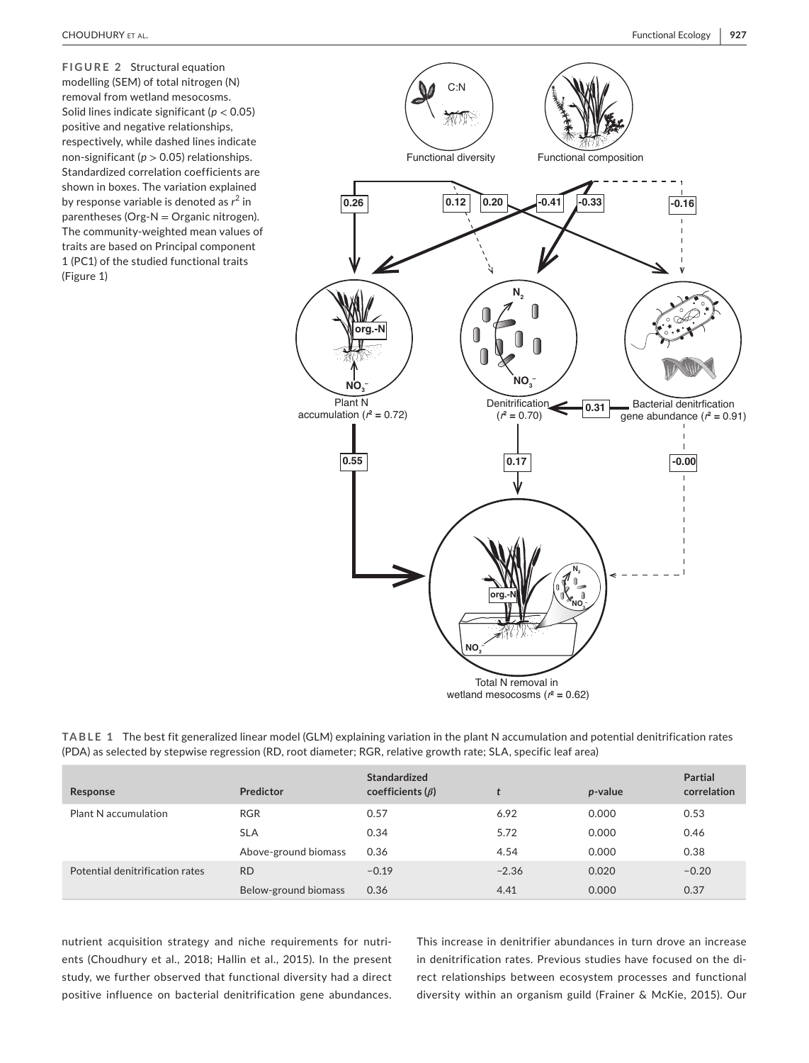**FIGURE 2** Structural equation modelling (SEM) of total nitrogen (N) removal from wetland mesocosms. Solid lines indicate significant ($p < 0.05$) positive and negative relationships, respectively, while dashed lines indicate non-significant ($p > 0.05$) relationships. Standardized correlation coefficients are shown in boxes. The variation explained by response variable is denoted as $r^2$ in parentheses (Org-N = Organic nitrogen). The community-weighted mean values of traits are based on Principal component 1 (PC1) of the studied functional traits (Figure 1)

**TABLE 1** The best fit generalized linear model (GLM) explaining variation in the plant N accumulation and potential denitrification rates (PDA) as selected by stepwise regression (RD, root diameter; RGR, relative growth rate; SLA, specific leaf area)

| Response | Predictor | Standardized coefficients ($\beta$) | $t$ | $p$-value | Partial correlation |
|---|---|---|---|---|---|
| Plant N accumulation | RGR | 0.57 | 6.92 | 0.000 | 0.53 |
| | SLA | 0.34 | 5.72 | 0.000 | 0.46 |
| | Above-ground biomass | 0.36 | 4.54 | 0.000 | 0.38 |
| Potential denitrification rates | RD | −0.19 | −2.36 | 0.020 | −0.20 |
| | Below-ground biomass | 0.36 | 4.41 | 0.000 | 0.37 |

nutrient acquisition strategy and niche requirements for nutrients (Choudhury et al., 2018; Hallin et al., 2015). In the present study, we further observed that functional diversity had a direct positive influence on bacterial denitrification gene abundances. This increase in denitrifier abundances in turn drove an increase in denitrification rates. Previous studies have focused on the direct relationships between ecosystem processes and functional diversity within an organism guild (Frainer & McKie, 2015). Our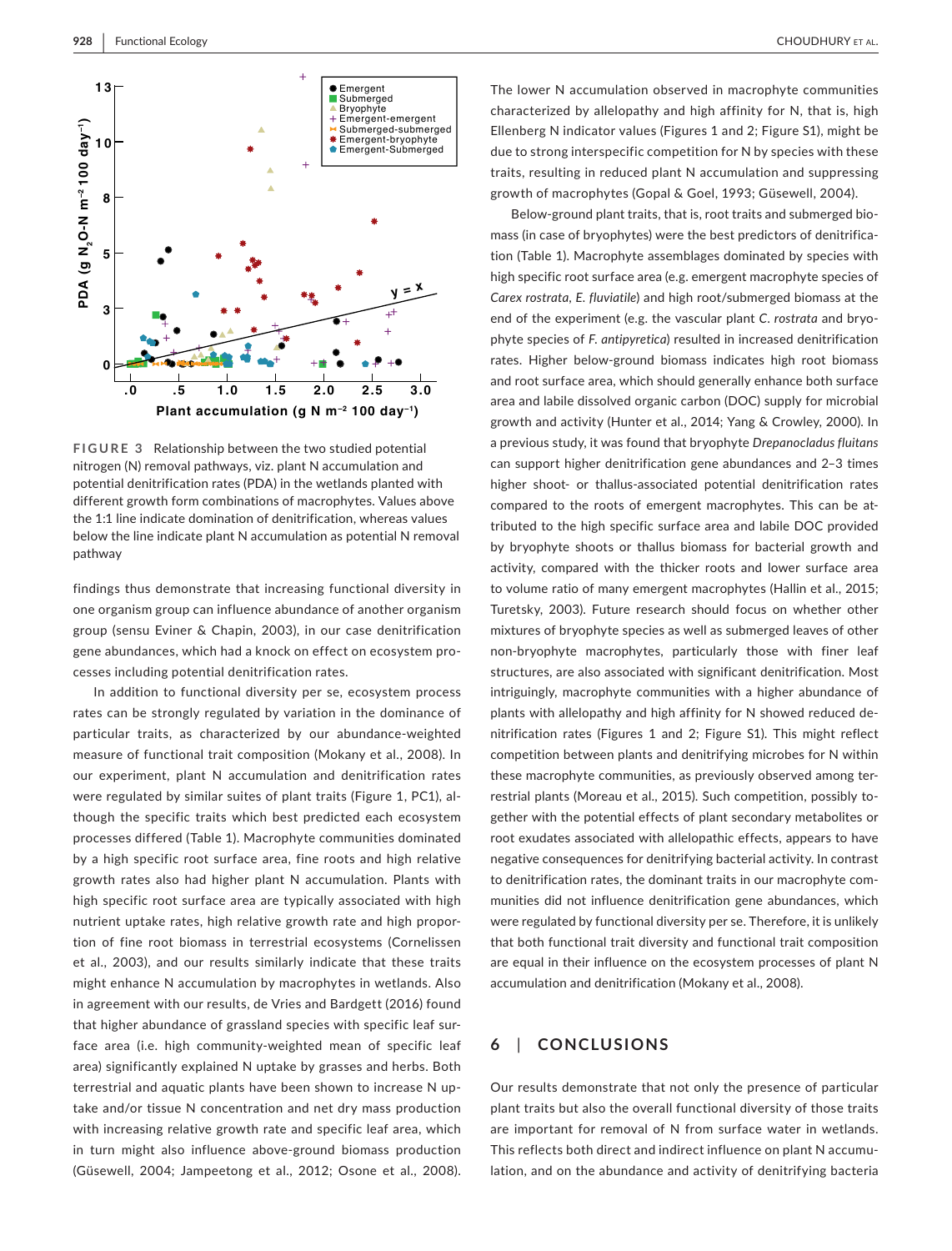FIGURE 3 Relationship between the two studied potential nitrogen (N) removal pathways, viz. plant N accumulation and potential denitrification rates (PDA) in the wetlands planted with different growth form combinations of macrophytes. Values above the 1:1 line indicate domination of denitrification, whereas values below the line indicate plant N accumulation as potential N removal pathway

findings thus demonstrate that increasing functional diversity in one organism group can influence abundance of another organism group (sensu Eviner & Chapin, 2003), in our case denitrification gene abundances, which had a knock on effect on ecosystem processes including potential denitrification rates.

In addition to functional diversity per se, ecosystem process rates can be strongly regulated by variation in the dominance of particular traits, as characterized by our abundance-weighted measure of functional trait composition (Mokany et al., 2008). In our experiment, plant N accumulation and denitrification rates were regulated by similar suites of plant traits (Figure 1, PC1), although the specific traits which best predicted each ecosystem processes differed (Table 1). Macrophyte communities dominated by a high specific root surface area, fine roots and high relative growth rates also had higher plant N accumulation. Plants with high specific root surface area are typically associated with high nutrient uptake rates, high relative growth rate and high proportion of fine root biomass in terrestrial ecosystems (Cornelissen et al., 2003), and our results similarly indicate that these traits might enhance N accumulation by macrophytes in wetlands. Also in agreement with our results, de Vries and Bardgett (2016) found that higher abundance of grassland species with specific leaf surface area (i.e. high community-weighted mean of specific leaf area) significantly explained N uptake by grasses and herbs. Both terrestrial and aquatic plants have been shown to increase N uptake and/or tissue N concentration and net dry mass production with increasing relative growth rate and specific leaf area, which in turn might also influence above-ground biomass production (Güsewell, 2004; Jampeetong et al., 2012; Osone et al., 2008).

The lower N accumulation observed in macrophyte communities characterized by allelopathy and high affinity for N, that is, high Ellenberg N indicator values (Figures 1 and 2; Figure S1), might be due to strong interspecific competition for N by species with these traits, resulting in reduced plant N accumulation and suppressing growth of macrophytes (Gopal & Goel, 1993; Güsewell, 2004).

Below-ground plant traits, that is, root traits and submerged biomass (in case of bryophytes) were the best predictors of denitrification (Table 1). Macrophyte assemblages dominated by species with high specific root surface area (e.g. emergent macrophyte species of *Carex rostrata*, *E. fluviatile*) and high root/submerged biomass at the end of the experiment (e.g. the vascular plant *C. rostrata* and bryophyte species of *F. antipyretica*) resulted in increased denitrification rates. Higher below-ground biomass indicates high root biomass and root surface area, which should generally enhance both surface area and labile dissolved organic carbon (DOC) supply for microbial growth and activity (Hunter et al., 2014; Yang & Crowley, 2000). In a previous study, it was found that bryophyte *Drepanocladus fluitans* can support higher denitrification gene abundances and 2–3 times higher shoot- or thallus-associated potential denitrification rates compared to the roots of emergent macrophytes. This can be attributed to the high specific surface area and labile DOC provided by bryophyte shoots or thallus biomass for bacterial growth and activity, compared with the thicker roots and lower surface area to volume ratio of many emergent macrophytes (Hallin et al., 2015; Turetsky, 2003). Future research should focus on whether other mixtures of bryophyte species as well as submerged leaves of other non-bryophyte macrophytes, particularly those with finer leaf structures, are also associated with significant denitrification. Most intriguingly, macrophyte communities with a higher abundance of plants with allelopathy and high affinity for N showed reduced denitrification rates (Figures 1 and 2; Figure S1). This might reflect competition between plants and denitrifying microbes for N within these macrophyte communities, as previously observed among terrestrial plants (Moreau et al., 2015). Such competition, possibly together with the potential effects of plant secondary metabolites or root exudates associated with allelopathic effects, appears to have negative consequences for denitrifying bacterial activity. In contrast to denitrification rates, the dominant traits in our macrophyte communities did not influence denitrification gene abundances, which were regulated by functional diversity per se. Therefore, it is unlikely that both functional trait diversity and functional trait composition are equal in their influence on the ecosystem processes of plant N accumulation and denitrification (Mokany et al., 2008).

## 6 | CONCLUSIONS

Our results demonstrate that not only the presence of particular plant traits but also the overall functional diversity of those traits are important for removal of N from surface water in wetlands. This reflects both direct and indirect influence on plant N accumulation, and on the abundance and activity of denitrifying bacteria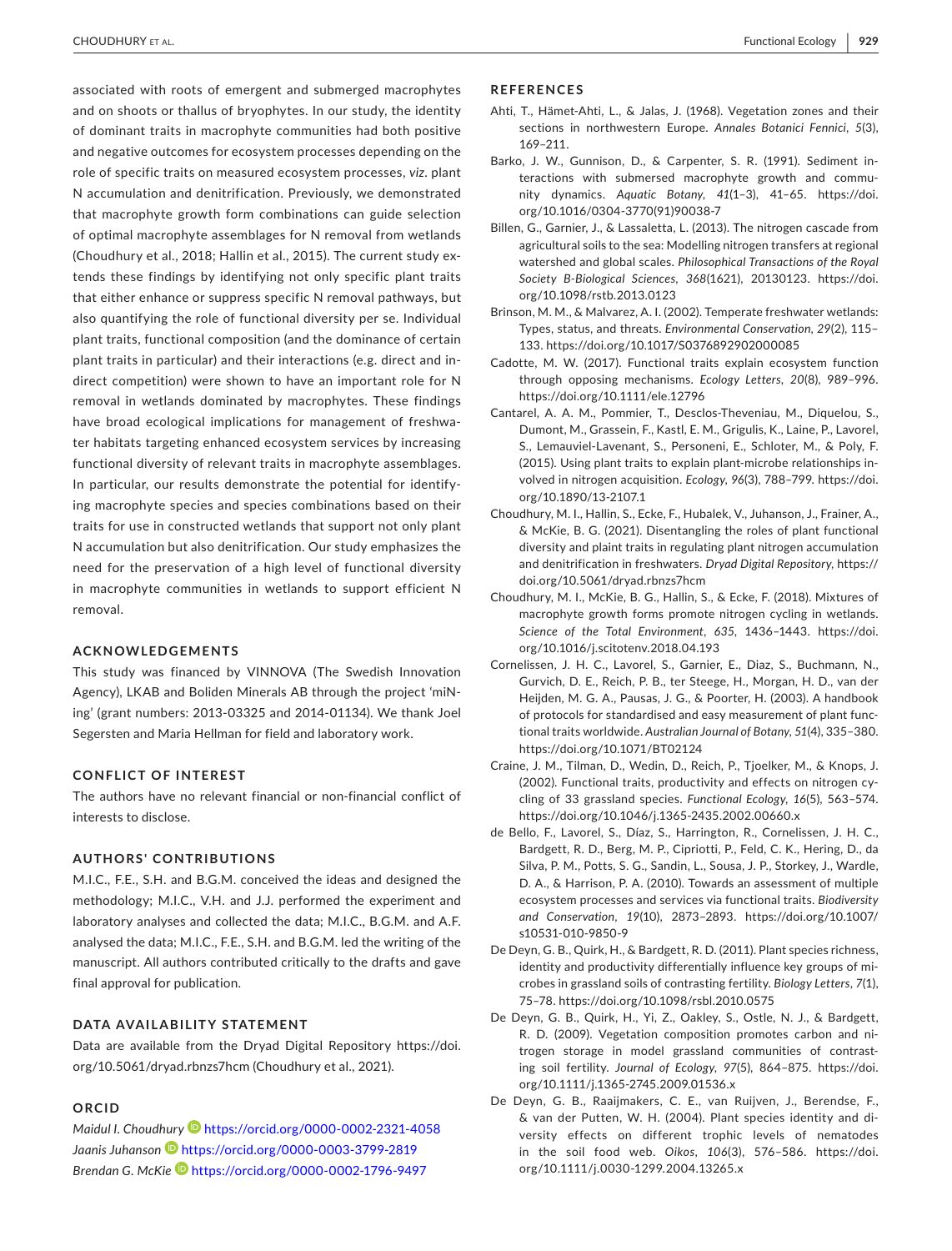associated with roots of emergent and submerged macrophytes and on shoots or thallus of bryophytes. In our study, the identity of dominant traits in macrophyte communities had both positive and negative outcomes for ecosystem processes depending on the role of specific traits on measured ecosystem processes, *viz.* plant N accumulation and denitrification. Previously, we demonstrated that macrophyte growth form combinations can guide selection of optimal macrophyte assemblages for N removal from wetlands (Choudhury et al., 2018; Hallin et al., 2015). The current study extends these findings by identifying not only specific plant traits that either enhance or suppress specific N removal pathways, but also quantifying the role of functional diversity per se. Individual plant traits, functional composition (and the dominance of certain plant traits in particular) and their interactions (e.g. direct and indirect competition) were shown to have an important role for N removal in wetlands dominated by macrophytes. These findings have broad ecological implications for management of freshwater habitats targeting enhanced ecosystem services by increasing functional diversity of relevant traits in macrophyte assemblages. In particular, our results demonstrate the potential for identifying macrophyte species and species combinations based on their traits for use in constructed wetlands that support not only plant N accumulation but also denitrification. Our study emphasizes the need for the preservation of a high level of functional diversity in macrophyte communities in wetlands to support efficient N removal.

## ACKNOWLEDGEMENTS

This study was financed by VINNOVA (The Swedish Innovation Agency), LKAB and Boliden Minerals AB through the project 'miNing' (grant numbers: 2013-03325 and 2014-01134). We thank Joel Segersten and Maria Hellman for field and laboratory work.

## CONFLICT OF INTEREST

The authors have no relevant financial or non-financial conflict of interests to disclose.

## AUTHORS' CONTRIBUTIONS

M.I.C., F.E., S.H. and B.G.M. conceived the ideas and designed the methodology; M.I.C., V.H. and J.J. performed the experiment and laboratory analyses and collected the data; M.I.C., B.G.M. and A.F. analysed the data; M.I.C., F.E., S.H. and B.G.M. led the writing of the manuscript. All authors contributed critically to the drafts and gave final approval for publication.

## DATA AVAILABILITY STATEMENT

Data are available from the Dryad Digital Repository https://doi.org/10.5061/dryad.rbnzs7hcm (Choudhury et al., 2021).

## ORCID

*Maidul I. Choudhury* https://orcid.org/0000-0002-2321-4058
*Jaanis Juhanson* https://orcid.org/0000-0003-3799-2819
*Brendan G. McKie* https://orcid.org/0000-0002-1796-9497

## REFERENCES

Ahti, T., Hämet-Ahti, L., & Jalas, J. (1968). Vegetation zones and their sections in northwestern Europe. *Annales Botanici Fennici*, *5*(3), 169–211.

Barko, J. W., Gunnison, D., & Carpenter, S. R. (1991). Sediment interactions with submersed macrophyte growth and community dynamics. *Aquatic Botany*, *41*(1–3), 41–65. https://doi.org/10.1016/0304-3770(91)90038-7

Billen, G., Garnier, J., & Lassaletta, L. (2013). The nitrogen cascade from agricultural soils to the sea: Modelling nitrogen transfers at regional watershed and global scales. *Philosophical Transactions of the Royal Society B-Biological Sciences*, *368*(1621), 20130123. https://doi.org/10.1098/rstb.2013.0123

Brinson, M. M., & Malvarez, A. I. (2002). Temperate freshwater wetlands: Types, status, and threats. *Environmental Conservation*, *29*(2), 115–133. https://doi.org/10.1017/S0376892902000085

Cadotte, M. W. (2017). Functional traits explain ecosystem function through opposing mechanisms. *Ecology Letters*, *20*(8), 989–996. https://doi.org/10.1111/ele.12796

Cantarel, A. A. M., Pommier, T., Desclos-Theveniau, M., Diquelou, S., Dumont, M., Grassein, F., Kastl, E. M., Grigulis, K., Laine, P., Lavorel, S., Lemauviel-Lavenant, S., Personeni, E., Schloter, M., & Poly, F. (2015). Using plant traits to explain plant-microbe relationships involved in nitrogen acquisition. *Ecology*, *96*(3), 788–799. https://doi.org/10.1890/13-2107.1

Choudhury, M. I., Hallin, S., Ecke, F., Hubalek, V., Juhanson, J., Frainer, A., & McKie, B. G. (2021). Disentangling the roles of plant functional diversity and plaint traits in regulating plant nitrogen accumulation and denitrification in freshwaters. *Dryad Digital Repository*, https://doi.org/10.5061/dryad.rbnzs7hcm

Choudhury, M. I., McKie, B. G., Hallin, S., & Ecke, F. (2018). Mixtures of macrophyte growth forms promote nitrogen cycling in wetlands. *Science of the Total Environment*, *635*, 1436–1443. https://doi.org/10.1016/j.scitotenv.2018.04.193

Cornelissen, J. H. C., Lavorel, S., Garnier, E., Diaz, S., Buchmann, N., Gurvich, D. E., Reich, P. B., ter Steege, H., Morgan, H. D., van der Heijden, M. G. A., Pausas, J. G., & Poorter, H. (2003). A handbook of protocols for standardised and easy measurement of plant functional traits worldwide. *Australian Journal of Botany*, *51*(4), 335–380. https://doi.org/10.1071/BT02124

Craine, J. M., Tilman, D., Wedin, D., Reich, P., Tjoelker, M., & Knops, J. (2002). Functional traits, productivity and effects on nitrogen cycling of 33 grassland species. *Functional Ecology*, *16*(5), 563–574. https://doi.org/10.1046/j.1365-2435.2002.00660.x

de Bello, F., Lavorel, S., Díaz, S., Harrington, R., Cornelissen, J. H. C., Bardgett, R. D., Berg, M. P., Cipriotti, P., Feld, C. K., Hering, D., da Silva, P. M., Potts, S. G., Sandin, L., Sousa, J. P., Storkey, J., Wardle, D. A., & Harrison, P. A. (2010). Towards an assessment of multiple ecosystem processes and services via functional traits. *Biodiversity and Conservation*, *19*(10), 2873–2893. https://doi.org/10.1007/s10531-010-9850-9

De Deyn, G. B., Quirk, H., & Bardgett, R. D. (2011). Plant species richness, identity and productivity differentially influence key groups of microbes in grassland soils of contrasting fertility. *Biology Letters*, *7*(1), 75–78. https://doi.org/10.1098/rsbl.2010.0575

De Deyn, G. B., Quirk, H., Yi, Z., Oakley, S., Ostle, N. J., & Bardgett, R. D. (2009). Vegetation composition promotes carbon and nitrogen storage in model grassland communities of contrasting soil fertility. *Journal of Ecology*, *97*(5), 864–875. https://doi.org/10.1111/j.1365-2745.2009.01536.x

De Deyn, G. B., Raaijmakers, C. E., van Ruijven, J., Berendse, F., & van der Putten, W. H. (2004). Plant species identity and diversity effects on different trophic levels of nematodes in the soil food web. *Oikos*, *106*(3), 576–586. https://doi.org/10.1111/j.0030-1299.2004.13265.x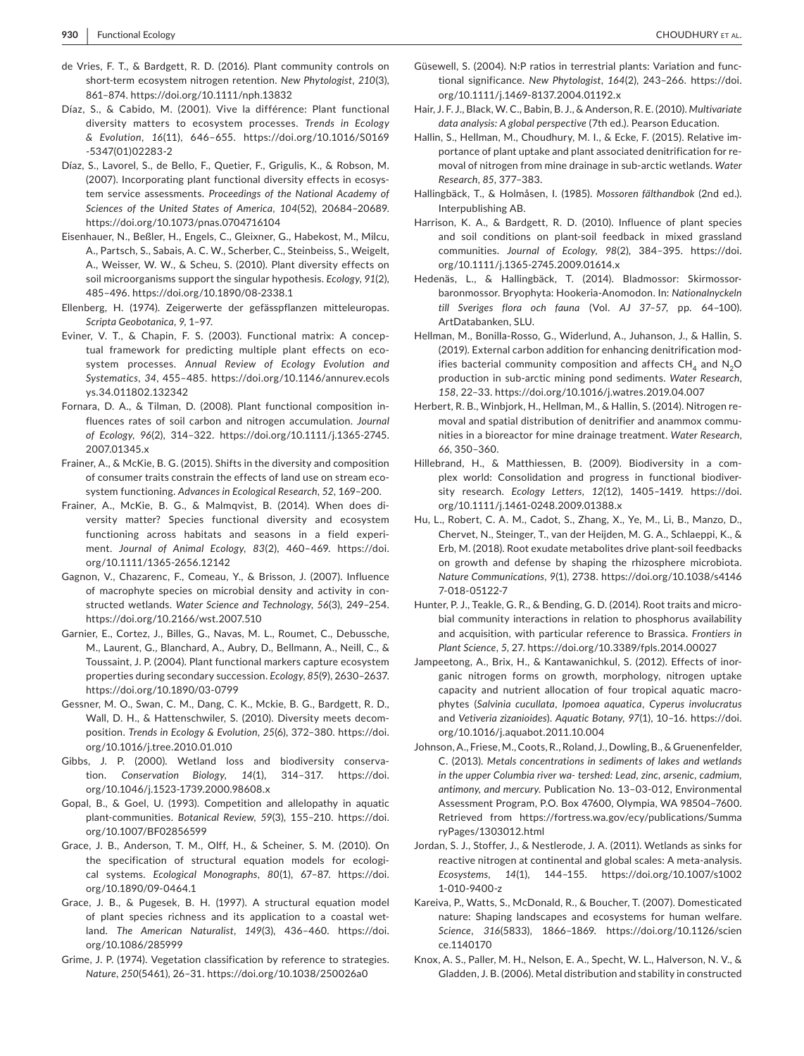de Vries, F. T., & Bardgett, R. D. (2016). Plant community controls on short-term ecosystem nitrogen retention. *New Phytologist*, *210*(3), 861–874. https://doi.org/10.1111/nph.13832

Díaz, S., & Cabido, M. (2001). Vive la différence: Plant functional diversity matters to ecosystem processes. *Trends in Ecology & Evolution*, *16*(11), 646–655. https://doi.org/10.1016/S0169-5347(01)02283-2

Díaz, S., Lavorel, S., de Bello, F., Quetier, F., Grigulis, K., & Robson, M. (2007). Incorporating plant functional diversity effects in ecosystem service assessments. *Proceedings of the National Academy of Sciences of the United States of America*, *104*(52), 20684–20689. https://doi.org/10.1073/pnas.0704716104

Eisenhauer, N., Beßler, H., Engels, C., Gleixner, G., Habekost, M., Milcu, A., Partsch, S., Sabais, A. C. W., Scherber, C., Steinbeiss, S., Weigelt, A., Weisser, W. W., & Scheu, S. (2010). Plant diversity effects on soil microorganisms support the singular hypothesis. *Ecology*, *91*(2), 485–496. https://doi.org/10.1890/08-2338.1

Ellenberg, H. (1974). Zeigerwerte der gefässpflanzen mitteleuropas. *Scripta Geobotanica*, *9*, 1–97.

Eviner, V. T., & Chapin, F. S. (2003). Functional matrix: A conceptual framework for predicting multiple plant effects on ecosystem processes. *Annual Review of Ecology Evolution and Systematics*, *34*, 455–485. https://doi.org/10.1146/annurev.ecolsys.34.011802.132342

Fornara, D. A., & Tilman, D. (2008). Plant functional composition influences rates of soil carbon and nitrogen accumulation. *Journal of Ecology*, *96*(2), 314–322. https://doi.org/10.1111/j.1365-2745.2007.01345.x

Frainer, A., & McKie, B. G. (2015). Shifts in the diversity and composition of consumer traits constrain the effects of land use on stream ecosystem functioning. *Advances in Ecological Research*, *52*, 169–200.

Frainer, A., McKie, B. G., & Malmqvist, B. (2014). When does diversity matter? Species functional diversity and ecosystem functioning across habitats and seasons in a field experiment. *Journal of Animal Ecology*, *83*(2), 460–469. https://doi.org/10.1111/1365-2656.12142

Gagnon, V., Chazarenc, F., Comeau, Y., & Brisson, J. (2007). Influence of macrophyte species on microbial density and activity in constructed wetlands. *Water Science and Technology*, *56*(3), 249–254. https://doi.org/10.2166/wst.2007.510

Garnier, E., Cortez, J., Billes, G., Navas, M. L., Roumet, C., Debussche, M., Laurent, G., Blanchard, A., Aubry, D., Bellmann, A., Neill, C., & Toussaint, J. P. (2004). Plant functional markers capture ecosystem properties during secondary succession. *Ecology*, *85*(9), 2630–2637. https://doi.org/10.1890/03-0799

Gessner, M. O., Swan, C. M., Dang, C. K., Mckie, B. G., Bardgett, R. D., Wall, D. H., & Hattenschwiler, S. (2010). Diversity meets decomposition. *Trends in Ecology & Evolution*, *25*(6), 372–380. https://doi.org/10.1016/j.tree.2010.01.010

Gibbs, J. P. (2000). Wetland loss and biodiversity conservation. *Conservation Biology*, *14*(1), 314–317. https://doi.org/10.1046/j.1523-1739.2000.98608.x

Gopal, B., & Goel, U. (1993). Competition and allelopathy in aquatic plant-communities. *Botanical Review*, *59*(3), 155–210. https://doi.org/10.1007/BF02856599

Grace, J. B., Anderson, T. M., Olff, H., & Scheiner, S. M. (2010). On the specification of structural equation models for ecological systems. *Ecological Monographs*, *80*(1), 67–87. https://doi.org/10.1890/09-0464.1

Grace, J. B., & Pugesek, B. H. (1997). A structural equation model of plant species richness and its application to a coastal wetland. *The American Naturalist*, *149*(3), 436–460. https://doi.org/10.1086/285999

Grime, J. P. (1974). Vegetation classification by reference to strategies. *Nature*, *250*(5461), 26–31. https://doi.org/10.1038/250026a0

Güsewell, S. (2004). N:P ratios in terrestrial plants: Variation and functional significance. *New Phytologist*, *164*(2), 243–266. https://doi.org/10.1111/j.1469-8137.2004.01192.x

Hair, J. F. J., Black, W. C., Babin, B. J., & Anderson, R. E. (2010). *Multivariate data analysis: A global perspective* (7th ed.). Pearson Education.

Hallin, S., Hellman, M., Choudhury, M. I., & Ecke, F. (2015). Relative importance of plant uptake and plant associated denitrification for removal of nitrogen from mine drainage in sub-arctic wetlands. *Water Research*, *85*, 377–383.

Hallingbäck, T., & Holmåsen, I. (1985). *Mossoren fälthandbok* (2nd ed.). Interpublishing AB.

Harrison, K. A., & Bardgett, R. D. (2010). Influence of plant species and soil conditions on plant-soil feedback in mixed grassland communities. *Journal of Ecology*, *98*(2), 384–395. https://doi.org/10.1111/j.1365-2745.2009.01614.x

Hedenäs, L., & Hallingbäck, T. (2014). Bladmossor: Skirmossor-baronmossor. Bryophyta: Hookeria-Anomodon. In: *Nationalnyckeln till Sveriges flora och fauna* (Vol. *AJ 37–57*, pp. 64–100). ArtDatabanken, SLU.

Hellman, M., Bonilla-Rosso, G., Widerlund, A., Juhanson, J., & Hallin, S. (2019). External carbon addition for enhancing denitrification modifies bacterial community composition and affects $CH_4$ and $N_2O$ production in sub-arctic mining pond sediments. *Water Research*, *158*, 22–33. https://doi.org/10.1016/j.watres.2019.04.007

Herbert, R. B., Winbjork, H., Hellman, M., & Hallin, S. (2014). Nitrogen removal and spatial distribution of denitrifier and anammox communities in a bioreactor for mine drainage treatment. *Water Research*, *66*, 350–360.

Hillebrand, H., & Matthiessen, B. (2009). Biodiversity in a complex world: Consolidation and progress in functional biodiversity research. *Ecology Letters*, *12*(12), 1405–1419. https://doi.org/10.1111/j.1461-0248.2009.01388.x

Hu, L., Robert, C. A. M., Cadot, S., Zhang, X., Ye, M., Li, B., Manzo, D., Chervet, N., Steinger, T., van der Heijden, M. G. A., Schlaeppi, K., & Erb, M. (2018). Root exudate metabolites drive plant-soil feedbacks on growth and defense by shaping the rhizosphere microbiota. *Nature Communications*, *9*(1), 2738. https://doi.org/10.1038/s41467-018-05122-7

Hunter, P. J., Teakle, G. R., & Bending, G. D. (2014). Root traits and microbial community interactions in relation to phosphorus availability and acquisition, with particular reference to Brassica. *Frontiers in Plant Science*, *5*, 27. https://doi.org/10.3389/fpls.2014.00027

Jampeetong, A., Brix, H., & Kantawanichkul, S. (2012). Effects of inorganic nitrogen forms on growth, morphology, nitrogen uptake capacity and nutrient allocation of four tropical aquatic macrophytes (*Salvinia cucullata*, *Ipomoea aquatica*, *Cyperus involucratus* and *Vetiveria zizanioides*). *Aquatic Botany*, *97*(1), 10–16. https://doi.org/10.1016/j.aquabot.2011.10.004

Johnson, A., Friese, M., Coots, R., Roland, J., Dowling, B., & Gruenenfelder, C. (2013). *Metals concentrations in sediments of lakes and wetlands in the upper Columbia river wa- tershed: Lead, zinc, arsenic, cadmium, antimony, and mercury*. Publication No. 13–03-012, Environmental Assessment Program, P.O. Box 47600, Olympia, WA 98504–7600. Retrieved from https://fortress.wa.gov/ecy/publications/SummaryPages/1303012.html

Jordan, S. J., Stoffer, J., & Nestlerode, J. A. (2011). Wetlands as sinks for reactive nitrogen at continental and global scales: A meta-analysis. *Ecosystems*, *14*(1), 144–155. https://doi.org/10.1007/s10021-010-9400-z

Kareiva, P., Watts, S., McDonald, R., & Boucher, T. (2007). Domesticated nature: Shaping landscapes and ecosystems for human welfare. *Science*, *316*(5833), 1866–1869. https://doi.org/10.1126/science.1140170

Knox, A. S., Paller, M. H., Nelson, E. A., Specht, W. L., Halverson, N. V., & Gladden, J. B. (2006). Metal distribution and stability in constructed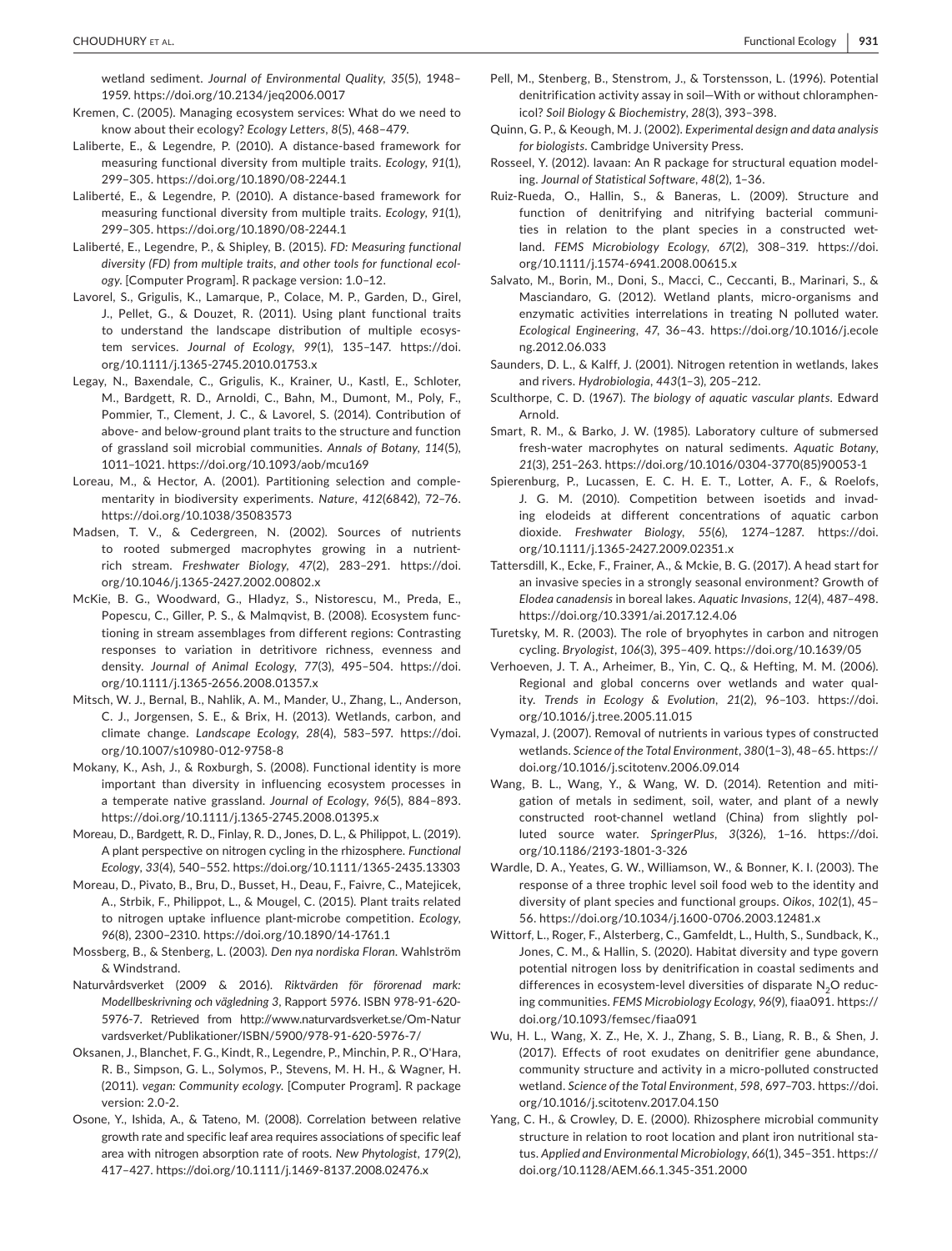wetland sediment. *Journal of Environmental Quality*, *35*(5), 1948–1959. https://doi.org/10.2134/jeq2006.0017

Kremen, C. (2005). Managing ecosystem services: What do we need to know about their ecology? *Ecology Letters*, *8*(5), 468–479.

Laliberte, E., & Legendre, P. (2010). A distance-based framework for measuring functional diversity from multiple traits. *Ecology*, *91*(1), 299–305. https://doi.org/10.1890/08-2244.1

Laliberté, E., & Legendre, P. (2010). A distance-based framework for measuring functional diversity from multiple traits. *Ecology*, *91*(1), 299–305. https://doi.org/10.1890/08-2244.1

Laliberté, E., Legendre, P., & Shipley, B. (2015). *FD: Measuring functional diversity (FD) from multiple traits, and other tools for functional ecology*. [Computer Program]. R package version: 1.0–12.

Lavorel, S., Grigulis, K., Lamarque, P., Colace, M. P., Garden, D., Girel, J., Pellet, G., & Douzet, R. (2011). Using plant functional traits to understand the landscape distribution of multiple ecosystem services. *Journal of Ecology*, *99*(1), 135–147. https://doi.org/10.1111/j.1365-2745.2010.01753.x

Legay, N., Baxendale, C., Grigulis, K., Krainer, U., Kastl, E., Schloter, M., Bardgett, R. D., Arnoldi, C., Bahn, M., Dumont, M., Poly, F., Pommier, T., Clement, J. C., & Lavorel, S. (2014). Contribution of above- and below-ground plant traits to the structure and function of grassland soil microbial communities. *Annals of Botany*, *114*(5), 1011–1021. https://doi.org/10.1093/aob/mcu169

Loreau, M., & Hector, A. (2001). Partitioning selection and complementarity in biodiversity experiments. *Nature*, *412*(6842), 72–76. https://doi.org/10.1038/35083573

Madsen, T. V., & Cedergreen, N. (2002). Sources of nutrients to rooted submerged macrophytes growing in a nutrient-rich stream. *Freshwater Biology*, *47*(2), 283–291. https://doi.org/10.1046/j.1365-2427.2002.00802.x

McKie, B. G., Woodward, G., Hladyz, S., Nistorescu, M., Preda, E., Popescu, C., Giller, P. S., & Malmqvist, B. (2008). Ecosystem functioning in stream assemblages from different regions: Contrasting responses to variation in detritivore richness, evenness and density. *Journal of Animal Ecology*, *77*(3), 495–504. https://doi.org/10.1111/j.1365-2656.2008.01357.x

Mitsch, W. J., Bernal, B., Nahlik, A. M., Mander, U., Zhang, L., Anderson, C. J., Jorgensen, S. E., & Brix, H. (2013). Wetlands, carbon, and climate change. *Landscape Ecology*, *28*(4), 583–597. https://doi.org/10.1007/s10980-012-9758-8

Mokany, K., Ash, J., & Roxburgh, S. (2008). Functional identity is more important than diversity in influencing ecosystem processes in a temperate native grassland. *Journal of Ecology*, *96*(5), 884–893. https://doi.org/10.1111/j.1365-2745.2008.01395.x

Moreau, D., Bardgett, R. D., Finlay, R. D., Jones, D. L., & Philippot, L. (2019). A plant perspective on nitrogen cycling in the rhizosphere. *Functional Ecology*, *33*(4), 540–552. https://doi.org/10.1111/1365-2435.13303

Moreau, D., Pivato, B., Bru, D., Busset, H., Deau, F., Faivre, C., Matejicek, A., Strbik, F., Philippot, L., & Mougel, C. (2015). Plant traits related to nitrogen uptake influence plant-microbe competition. *Ecology*, *96*(8), 2300–2310. https://doi.org/10.1890/14-1761.1

Mossberg, B., & Stenberg, L. (2003). *Den nya nordiska Floran*. Wahlström & Windstrand.

Naturvårdsverket (2009 & 2016). *Riktvärden för förorenad mark: Modellbeskrivning och vägledning 3*, Rapport 5976. ISBN 978-91-620-5976-7. Retrieved from http://www.naturvardsverket.se/Om-Naturvardsverket/Publikationer/ISBN/5900/978-91-620-5976-7/

Oksanen, J., Blanchet, F. G., Kindt, R., Legendre, P., Minchin, P. R., O'Hara, R. B., Simpson, G. L., Solymos, P., Stevens, M. H. H., & Wagner, H. (2011). *vegan: Community ecology*. [Computer Program]. R package version: 2.0-2.

Osone, Y., Ishida, A., & Tateno, M. (2008). Correlation between relative growth rate and specific leaf area requires associations of specific leaf area with nitrogen absorption rate of roots. *New Phytologist*, *179*(2), 417–427. https://doi.org/10.1111/j.1469-8137.2008.02476.x

Pell, M., Stenberg, B., Stenstrom, J., & Torstensson, L. (1996). Potential denitrification activity assay in soil—With or without chloramphenicol? *Soil Biology & Biochemistry*, *28*(3), 393–398.

Quinn, G. P., & Keough, M. J. (2002). *Experimental design and data analysis for biologists*. Cambridge University Press.

Rosseel, Y. (2012). lavaan: An R package for structural equation modeling. *Journal of Statistical Software*, *48*(2), 1–36.

Ruiz-Rueda, O., Hallin, S., & Baneras, L. (2009). Structure and function of denitrifying and nitrifying bacterial communities in relation to the plant species in a constructed wetland. *FEMS Microbiology Ecology*, *67*(2), 308–319. https://doi.org/10.1111/j.1574-6941.2008.00615.x

Salvato, M., Borin, M., Doni, S., Macci, C., Ceccanti, B., Marinari, S., & Masciandaro, G. (2012). Wetland plants, micro-organisms and enzymatic activities interrelations in treating N polluted water. *Ecological Engineering*, *47*, 36–43. https://doi.org/10.1016/j.ecoleng.2012.06.033

Saunders, D. L., & Kalff, J. (2001). Nitrogen retention in wetlands, lakes and rivers. *Hydrobiologia*, *443*(1–3), 205–212.

Sculthorpe, C. D. (1967). *The biology of aquatic vascular plants*. Edward Arnold.

Smart, R. M., & Barko, J. W. (1985). Laboratory culture of submersed fresh-water macrophytes on natural sediments. *Aquatic Botany*, *21*(3), 251–263. https://doi.org/10.1016/0304-3770(85)90053-1

Spierenburg, P., Lucassen, E. C. H. E. T., Lotter, A. F., & Roelofs, J. G. M. (2010). Competition between isoetids and invading elodeids at different concentrations of aquatic carbon dioxide. *Freshwater Biology*, *55*(6), 1274–1287. https://doi.org/10.1111/j.1365-2427.2009.02351.x

Tattersdill, K., Ecke, F., Frainer, A., & Mckie, B. G. (2017). A head start for an invasive species in a strongly seasonal environment? Growth of *Elodea canadensis* in boreal lakes. *Aquatic Invasions*, *12*(4), 487–498. https://doi.org/10.3391/ai.2017.12.4.06

Turetsky, M. R. (2003). The role of bryophytes in carbon and nitrogen cycling. *Bryologist*, *106*(3), 395–409. https://doi.org/10.1639/05

Verhoeven, J. T. A., Arheimer, B., Yin, C. Q., & Hefting, M. M. (2006). Regional and global concerns over wetlands and water quality. *Trends in Ecology & Evolution*, *21*(2), 96–103. https://doi.org/10.1016/j.tree.2005.11.015

Vymazal, J. (2007). Removal of nutrients in various types of constructed wetlands. *Science of the Total Environment*, *380*(1–3), 48–65. https://doi.org/10.1016/j.scitotenv.2006.09.014

Wang, B. L., Wang, Y., & Wang, W. D. (2014). Retention and mitigation of metals in sediment, soil, water, and plant of a newly constructed root-channel wetland (China) from slightly polluted source water. *SpringerPlus*, *3*(326), 1–16. https://doi.org/10.1186/2193-1801-3-326

Wardle, D. A., Yeates, G. W., Williamson, W., & Bonner, K. I. (2003). The response of a three trophic level soil food web to the identity and diversity of plant species and functional groups. *Oikos*, *102*(1), 45–56. https://doi.org/10.1034/j.1600-0706.2003.12481.x

Wittorf, L., Roger, F., Alsterberg, C., Gamfeldt, L., Hulth, S., Sundback, K., Jones, C. M., & Hallin, S. (2020). Habitat diversity and type govern potential nitrogen loss by denitrification in coastal sediments and differences in ecosystem-level diversities of disparate $N_2O$ reducing communities. *FEMS Microbiology Ecology*, *96*(9), fiaa091. https://doi.org/10.1093/femsec/fiaa091

Wu, H. L., Wang, X. Z., He, X. J., Zhang, S. B., Liang, R. B., & Shen, J. (2017). Effects of root exudates on denitrifier gene abundance, community structure and activity in a micro-polluted constructed wetland. *Science of the Total Environment*, *598*, 697–703. https://doi.org/10.1016/j.scitotenv.2017.04.150

Yang, C. H., & Crowley, D. E. (2000). Rhizosphere microbial community structure in relation to root location and plant iron nutritional status. *Applied and Environmental Microbiology*, *66*(1), 345–351. https://doi.org/10.1128/AEM.66.1.345-351.2000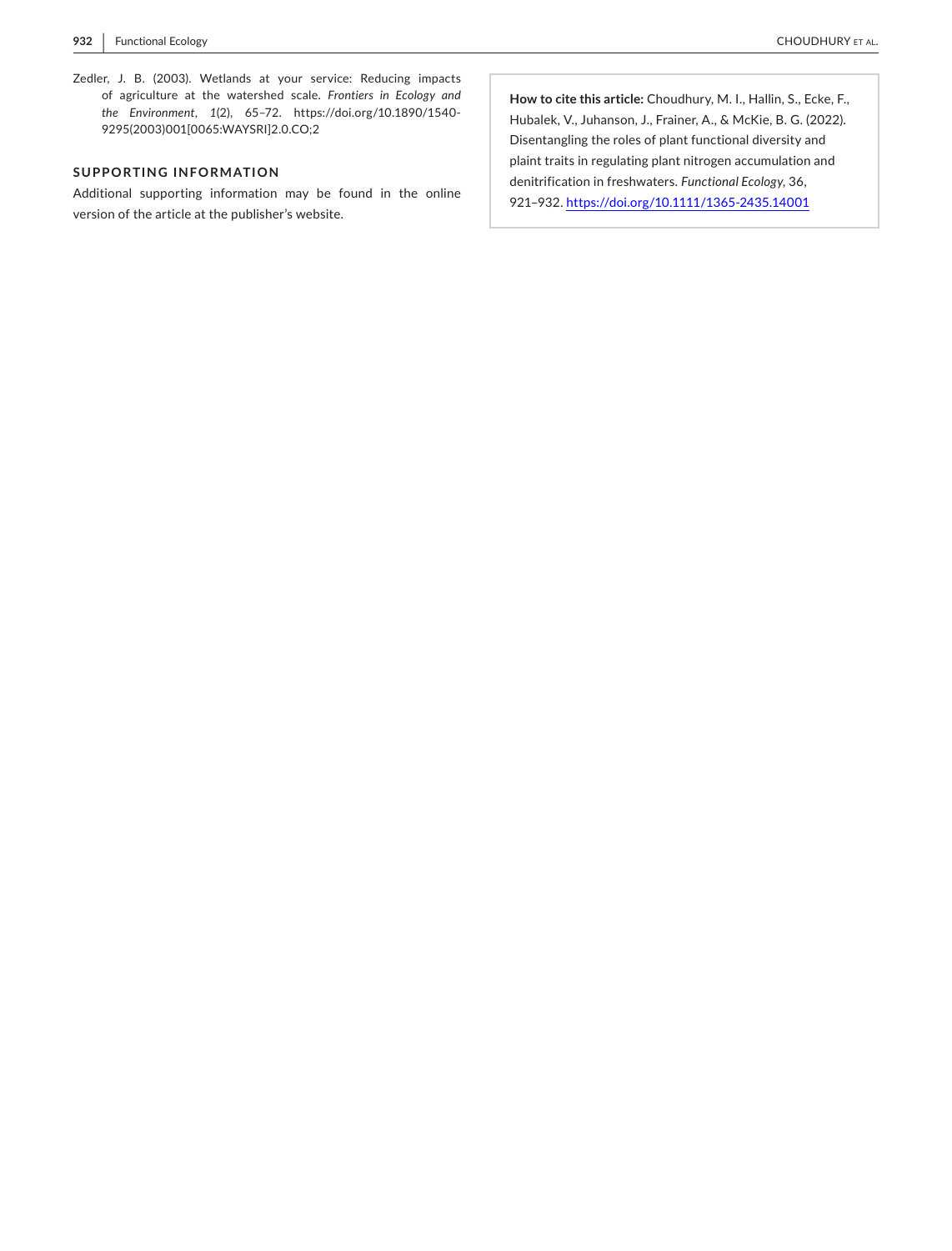Zedler, J. B. (2003). Wetlands at your service: Reducing impacts of agriculture at the watershed scale. *Frontiers in Ecology and the Environment*, *1*(2), 65–72. https://doi.org/10.1890/1540-9295(2003)001[0065:WAYSRI]2.0.CO;2

### SUPPORTING INFORMATION

Additional supporting information may be found in the online version of the article at the publisher's website.

**How to cite this article:** Choudhury, M. I., Hallin, S., Ecke, F., Hubalek, V., Juhanson, J., Frainer, A., & McKie, B. G. (2022). Disentangling the roles of plant functional diversity and plaint traits in regulating plant nitrogen accumulation and denitrification in freshwaters. *Functional Ecology*, 36, 921–932. https://doi.org/10.1111/1365-2435.14001